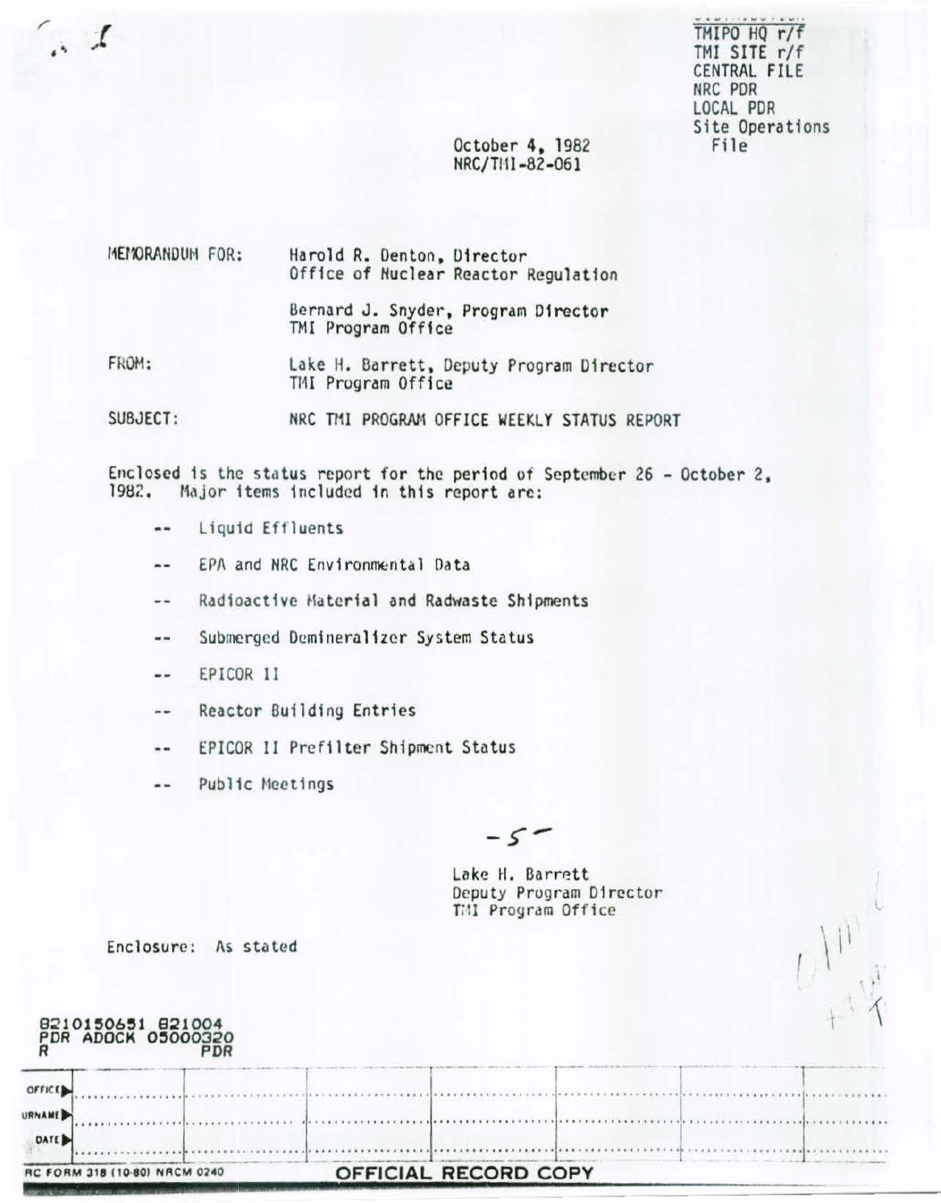TMIPO HQ r/f
TMI SITE r/f
CENTRAL FILE
NRC PDR
LOCAL PDR
Site Operations File

October 4, 1982
NRC/TMI-82-061

MEMORANDUM FOR: Harold R. Denton, Director
Office of Nuclear Reactor Regulation

Bernard J. Snyder, Program Director
TMI Program Office

FROM: Lake H. Barrett, Deputy Program Director
TMI Program Office

SUBJECT: NRC TMI PROGRAM OFFICE WEEKLY STATUS REPORT

Enclosed is the status report for the period of September 26 - October 2, 1982. Major items included in this report are:

- Liquid Effluents
- EPA and NRC Environmental Data
- Radioactive Material and Radwaste Shipments
- Submerged Demineralizer System Status
- EPICOR II
- Reactor Building Entries
- EPICOR II Prefilter Shipment Status
- Public Meetings

-S-

Lake H. Barrett
Deputy Program Director
TMI Program Office

Enclosure: As stated

8210150651 821004
PDR ADOCK 05000320
R PDR

| OFFICE | | | | | | | |
|---|---|---|---|---|---|---|---|
| SURNAME | | | | | | | |
| DATE | | | | | | | |

NRC FORM 318 (10-80) NRCM 0240 OFFICIAL RECORD COPY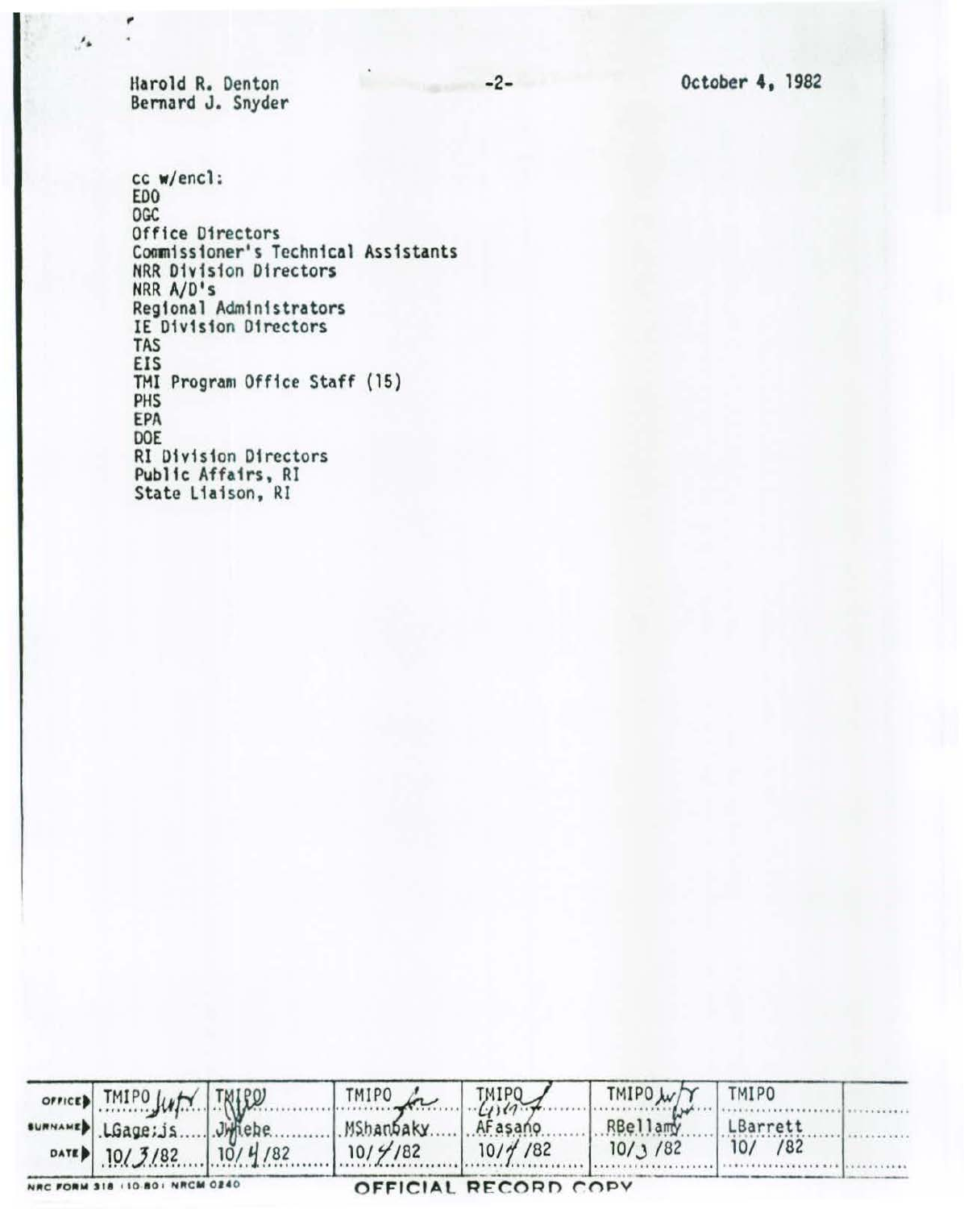Harold R. Denton
Bernard J. Snyder

October 4, 1982

cc w/encl:
EDO
OGC
Office Directors
Commissioner's Technical Assistants
NRR Division Directors
NRR A/D's
Regional Administrators
IE Division Directors
TAS
EIS
TMI Program Office Staff (15)
PHS
EPA
DOE
RI Division Directors
Public Affairs, RI
State Liaison, RI

| OFFICE | TMIPO | TMIPO | TMIPO | TMIPO | TMIPO | TMIPO | |
|---|---|---|---|---|---|---|---|
| SURNAME | LGage:js | JWiebe | MShanbaky | AFasano | RBellamy | LBarrett | |
| DATE | 10/3/82 | 10/4/82 | 10/4/82 | 10/4/82 | 10/3/82 | 10/ /82 | |

NRC FORM 318 (10-80) NRCM 0240

OFFICIAL RECORD COPY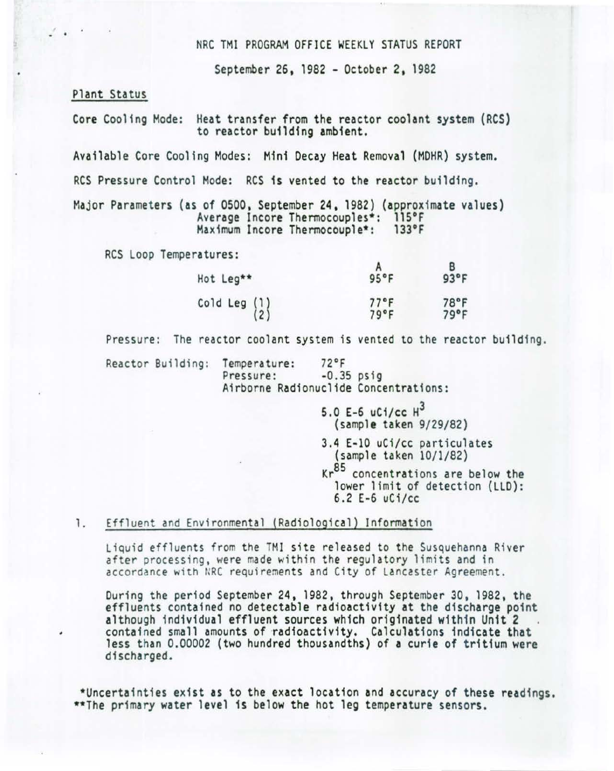NRC TMI PROGRAM OFFICE WEEKLY STATUS REPORT

September 26, 1982 - October 2, 1982

## Plant Status

Core Cooling Mode: Heat transfer from the reactor coolant system (RCS) to reactor building ambient.

Available Core Cooling Modes: Mini Decay Heat Removal (MDHR) system.

RCS Pressure Control Mode: RCS is vented to the reactor building.

Major Parameters (as of 0500, September 24, 1982) (approximate values)
Average Incore Thermocouples*: 115°F
Maximum Incore Thermocouple*: 133°F

RCS Loop Temperatures:

| | A | B |
|---|---|---|
| Hot Leg** | 95°F | 93°F |
| Cold Leg (1) | 77°F | 78°F |
| (2) | 79°F | 79°F |

Pressure: The reactor coolant system is vented to the reactor building.

Reactor Building: Temperature: 72°F
Pressure: -0.35 psig
Airborne Radionuclide Concentrations:

5.0 E-6 uCi/cc $H^3$
(sample taken 9/29/82)

3.4 E-10 uCi/cc particulates
(sample taken 10/1/82)

$Kr^{85}$ concentrations are below the lower limit of detection (LLD): 6.2 E-6 uCi/cc

## 1. Effluent and Environmental (Radiological) Information

Liquid effluents from the TMI site released to the Susquehanna River after processing, were made within the regulatory limits and in accordance with NRC requirements and City of Lancaster Agreement.

During the period September 24, 1982, through September 30, 1982, the effluents contained no detectable radioactivity at the discharge point although individual effluent sources which originated within Unit 2 contained small amounts of radioactivity. Calculations indicate that less than 0.00002 (two hundred thousandths) of a curie of tritium were discharged.

*Uncertainties exist as to the exact location and accuracy of these readings.
**The primary water level is below the hot leg temperature sensors.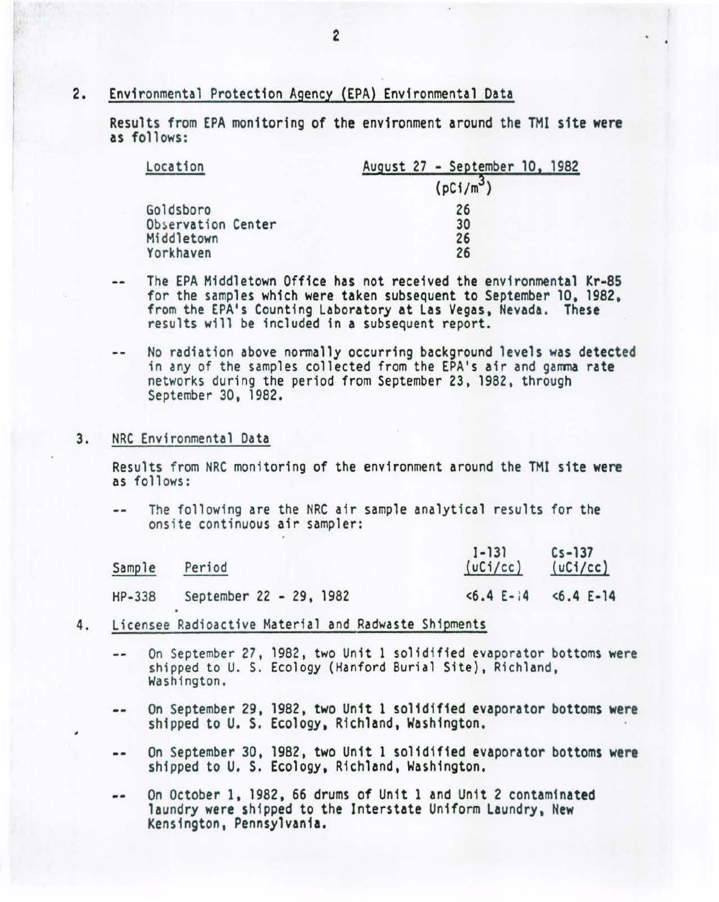2. Environmental Protection Agency (EPA) Environmental Data

Results from EPA monitoring of the environment around the TMI site were as follows:

| Location | August 27 - September 10, 1982 ($pCi/m^3$) |
|---|---|
| Goldsboro | 26 |
| Observation Center | 30 |
| Middletown | 26 |
| Yorkhaven | 26 |

-- The EPA Middletown Office has not received the environmental Kr-85 for the samples which were taken subsequent to September 10, 1982, from the EPA's Counting Laboratory at Las Vegas, Nevada. These results will be included in a subsequent report.

-- No radiation above normally occurring background levels was detected in any of the samples collected from the EPA's air and gamma rate networks during the period from September 23, 1982, through September 30, 1982.

3. NRC Environmental Data

Results from NRC monitoring of the environment around the TMI site were as follows:

-- The following are the NRC air sample analytical results for the onsite continuous air sampler:

| Sample | Period | I-131 (uCi/cc) | Cs-137 (uCi/cc) |
|---|---|---|---|
| HP-338 | September 22 - 29, 1982 | <6.4 E-14 | <6.4 E-14 |

4. Licensee Radioactive Material and Radwaste Shipments

-- On September 27, 1982, two Unit 1 solidified evaporator bottoms were shipped to U. S. Ecology (Hanford Burial Site), Richland, Washington.

-- On September 29, 1982, two Unit 1 solidified evaporator bottoms were shipped to U. S. Ecology, Richland, Washington.

-- On September 30, 1982, two Unit 1 solidified evaporator bottoms were shipped to U. S. Ecology, Richland, Washington.

-- On October 1, 1982, 66 drums of Unit 1 and Unit 2 contaminated laundry were shipped to the Interstate Uniform Laundry, New Kensington, Pennsylvania.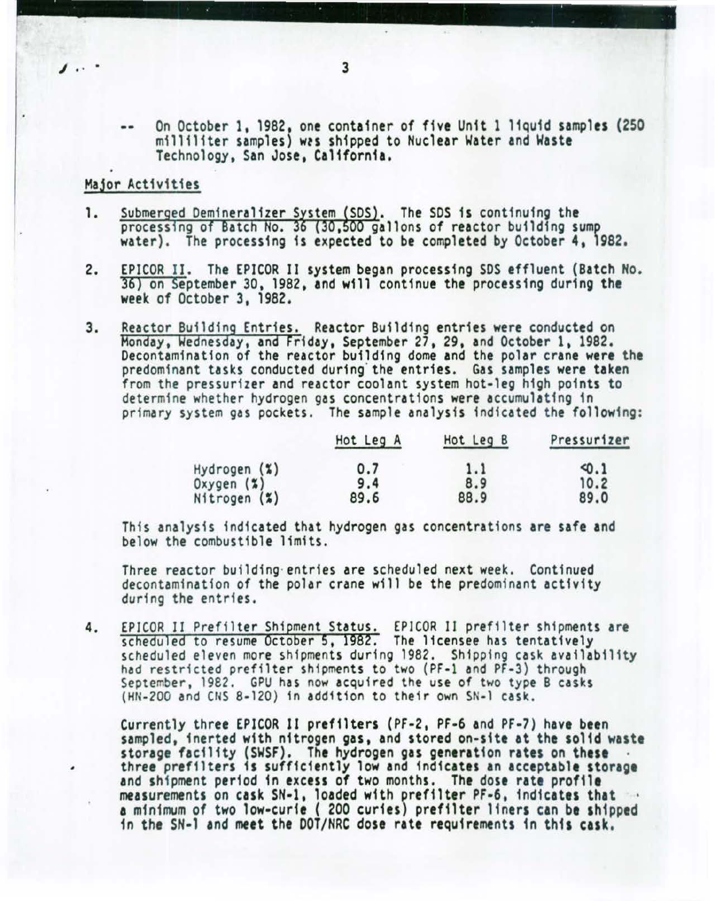-- On October 1, 1982, one container of five Unit 1 liquid samples (250 milliliter samples) was shipped to Nuclear Water and Waste Technology, San Jose, California.

## Major Activities

1. Submerged Demineralizer System (SDS). The SDS is continuing the processing of Batch No. 36 (30,500 gallons of reactor building sump water). The processing is expected to be completed by October 4, 1982.

2. EPICOR II. The EPICOR II system began processing SDS effluent (Batch No. 36) on September 30, 1982, and will continue the processing during the week of October 3, 1982.

3. Reactor Building Entries. Reactor Building entries were conducted on Monday, Wednesday, and Friday, September 27, 29, and October 1, 1982. Decontamination of the reactor building dome and the polar crane were the predominant tasks conducted during the entries. Gas samples were taken from the pressurizer and reactor coolant system hot-leg high points to determine whether hydrogen gas concentrations were accumulating in primary system gas pockets. The sample analysis indicated the following:

| | Hot Leg A | Hot Leg B | Pressurizer |
|---|---|---|---|
| Hydrogen (%) | 0.7 | 1.1 | <0.1 |
| Oxygen (%) | 9.4 | 8.9 | 10.2 |
| Nitrogen (%) | 89.6 | 88.9 | 89.0 |

This analysis indicated that hydrogen gas concentrations are safe and below the combustible limits.

Three reactor building entries are scheduled next week. Continued decontamination of the polar crane will be the predominant activity during the entries.

4. EPICOR II Prefilter Shipment Status. EPICOR II prefilter shipments are scheduled to resume October 5, 1982. The licensee has tentatively scheduled eleven more shipments during 1982. Shipping cask availability had restricted prefilter shipments to two (PF-1 and PF-3) through September, 1982. GPU has now acquired the use of two type B casks (HN-200 and CNS 8-120) in addition to their own SN-1 cask.

Currently three EPICOR II prefilters (PF-2, PF-6 and PF-7) have been sampled, inerted with nitrogen gas, and stored on-site at the solid waste storage facility (SWSF). The hydrogen gas generation rates on these three prefilters is sufficiently low and indicates an acceptable storage and shipment period in excess of two months. The dose rate profile measurements on cask SN-1, loaded with prefilter PF-6, indicates that a minimum of two low-curie ( 200 curies) prefilter liners can be shipped in the SN-1 and meet the DOT/NRC dose rate requirements in this cask.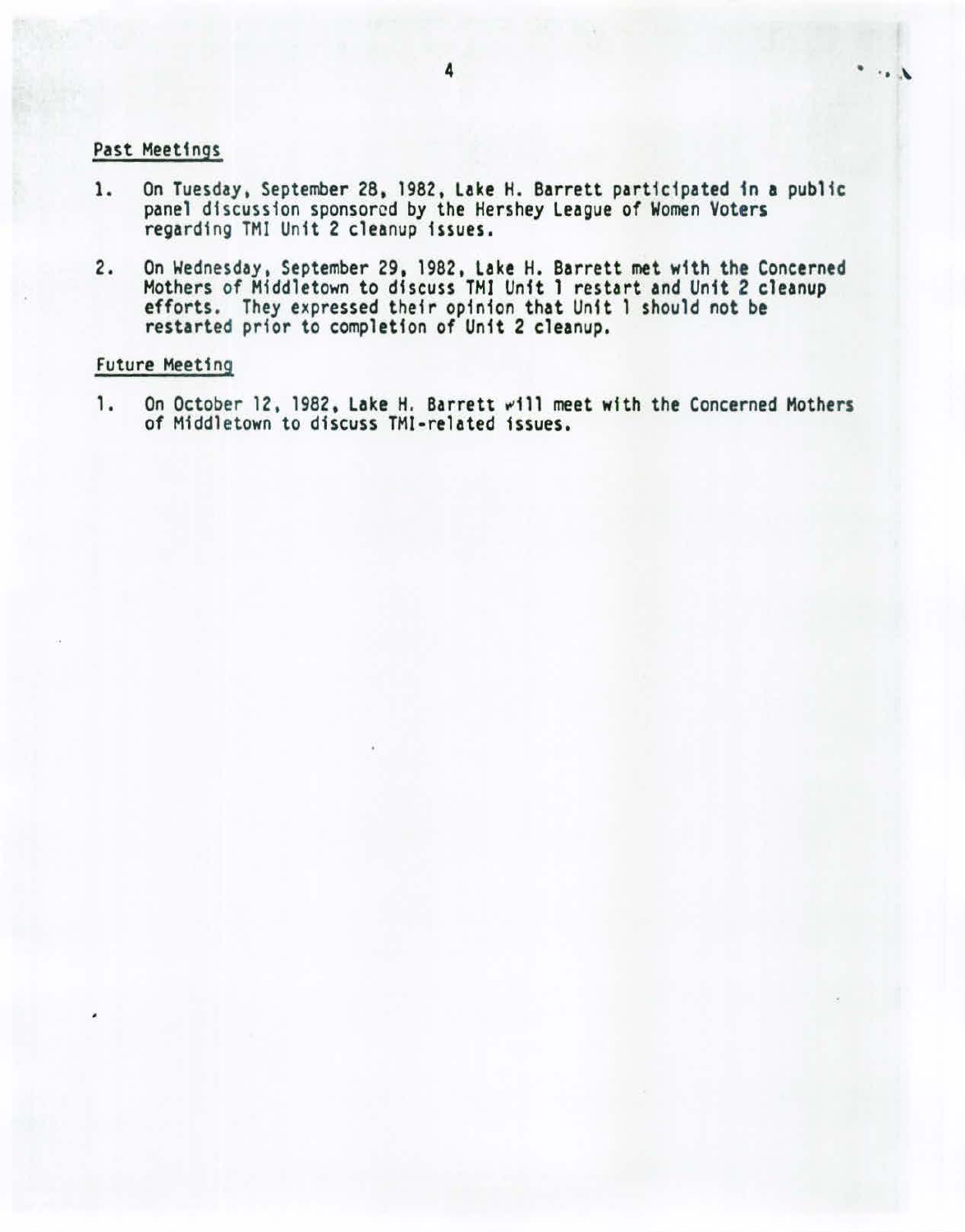Past Meetings

1. On Tuesday, September 28, 1982, Lake H. Barrett participated in a public panel discussion sponsored by the Hershey League of Women Voters regarding TMI Unit 2 cleanup issues.

2. On Wednesday, September 29, 1982, Lake H. Barrett met with the Concerned Mothers of Middletown to discuss TMI Unit 1 restart and Unit 2 cleanup efforts. They expressed their opinion that Unit 1 should not be restarted prior to completion of Unit 2 cleanup.

Future Meeting

1. On October 12, 1982, Lake H. Barrett will meet with the Concerned Mothers of Middletown to discuss TMI-related issues.